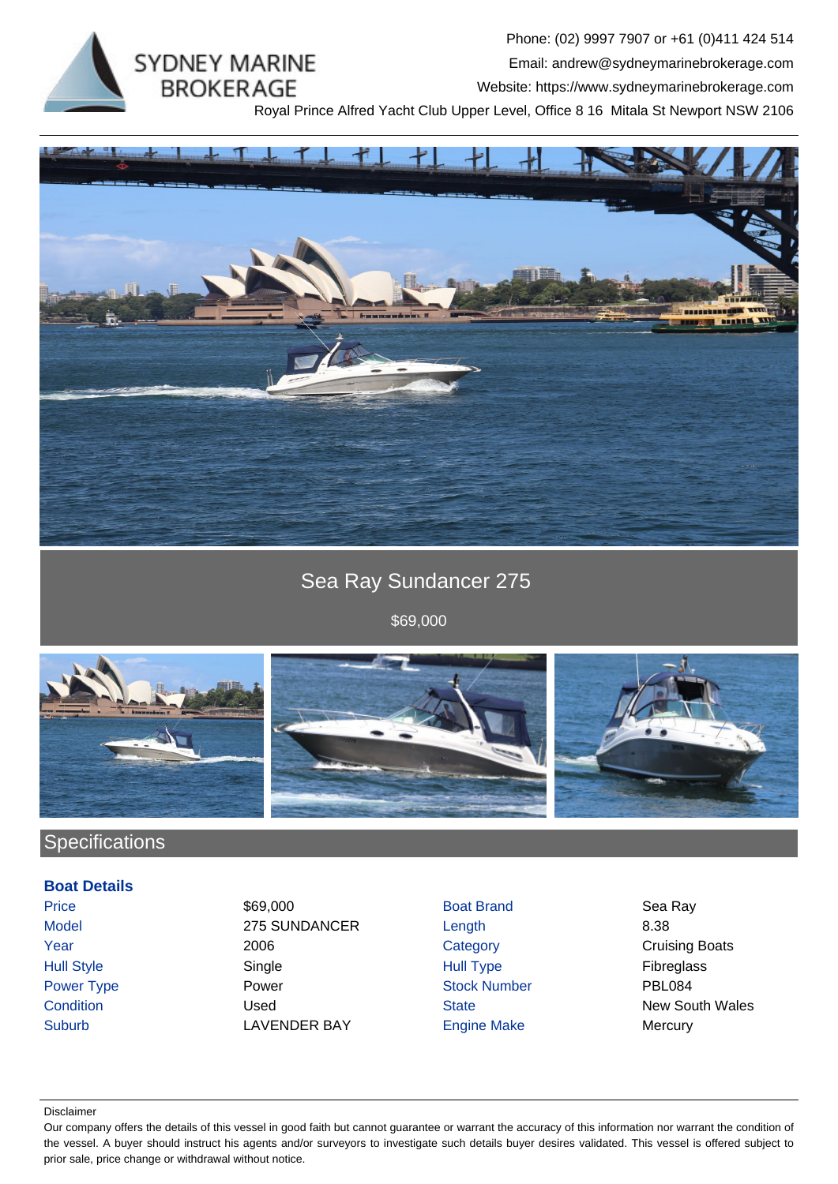SYDNEY MARINE BROKERAGE

Phone: (02) 9997 7907 or +61 (0)411 424 514
Email: andrew@sydneymarinebrokerage.com
Website: https://www.sydneymarinebrokerage.com
Royal Prince Alfred Yacht Club Upper Level, Office 8 16 Mitala St Newport NSW 2106

# Sea Ray Sundancer 275

$69,000

## Specifications

### Boat Details

| | | | |
|---|---|---|---|
| Price | $69,000 | Boat Brand | Sea Ray |
| Model | 275 SUNDANCER | Length | 8.38 |
| Year | 2006 | Category | Cruising Boats |
| Hull Style | Single | Hull Type | Fibreglass |
| Power Type | Power | Stock Number | PBL084 |
| Condition | Used | State | New South Wales |
| Suburb | LAVENDER BAY | Engine Make | Mercury |

Disclaimer

Our company offers the details of this vessel in good faith but cannot guarantee or warrant the accuracy of this information nor warrant the condition of the vessel. A buyer should instruct his agents and/or surveyors to investigate such details buyer desires validated. This vessel is offered subject to prior sale, price change or withdrawal without notice.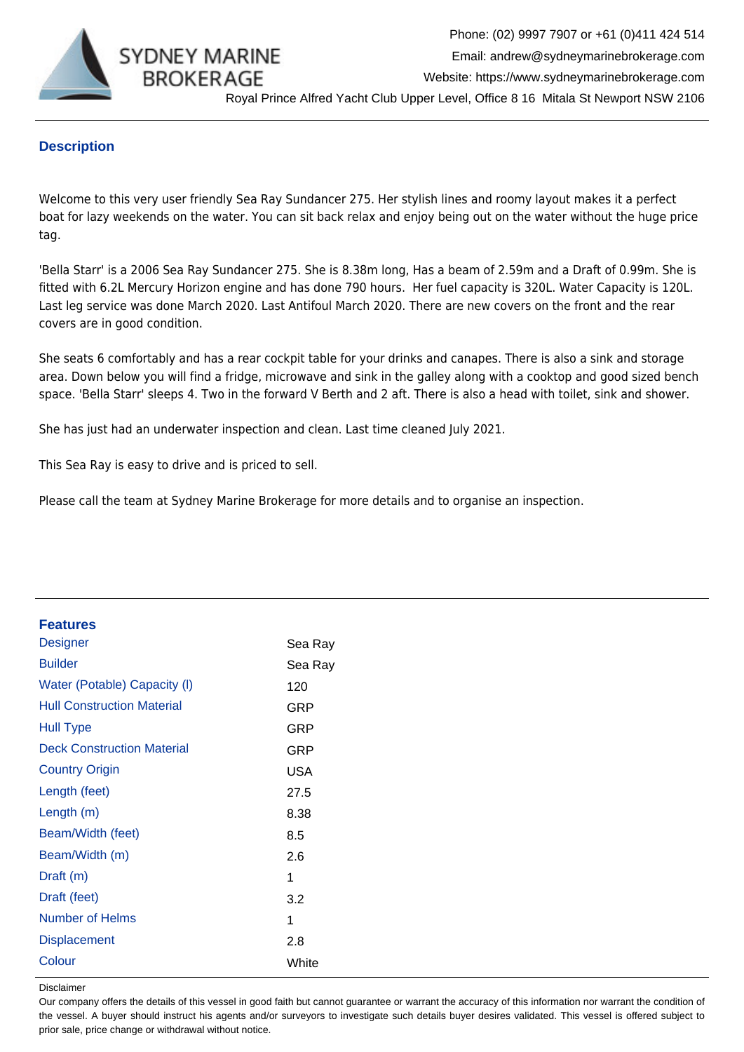## Description

Welcome to this very user friendly Sea Ray Sundancer 275. Her stylish lines and roomy layout makes it a perfect boat for lazy weekends on the water. You can sit back relax and enjoy being out on the water without the huge price tag.

'Bella Starr' is a 2006 Sea Ray Sundancer 275. She is 8.38m long, Has a beam of 2.59m and a Draft of 0.99m. She is fitted with 6.2L Mercury Horizon engine and has done 790 hours. Her fuel capacity is 320L. Water Capacity is 120L. Last leg service was done March 2020. Last Antifoul March 2020. There are new covers on the front and the rear covers are in good condition.

She seats 6 comfortably and has a rear cockpit table for your drinks and canapes. There is also a sink and storage area. Down below you will find a fridge, microwave and sink in the galley along with a cooktop and good sized bench space. 'Bella Starr' sleeps 4. Two in the forward V Berth and 2 aft. There is also a head with toilet, sink and shower.

She has just had an underwater inspection and clean. Last time cleaned July 2021.

This Sea Ray is easy to drive and is priced to sell.

Please call the team at Sydney Marine Brokerage for more details and to organise an inspection.

## Features

| | |
|---|---|
| Designer | Sea Ray |
| Builder | Sea Ray |
| Water (Potable) Capacity (l) | 120 |
| Hull Construction Material | GRP |
| Hull Type | GRP |
| Deck Construction Material | GRP |
| Country Origin | USA |
| Length (feet) | 27.5 |
| Length (m) | 8.38 |
| Beam/Width (feet) | 8.5 |
| Beam/Width (m) | 2.6 |
| Draft (m) | 1 |
| Draft (feet) | 3.2 |
| Number of Helms | 1 |
| Displacement | 2.8 |
| Colour | White |

Disclaimer

Our company offers the details of this vessel in good faith but cannot guarantee or warrant the accuracy of this information nor warrant the condition of the vessel. A buyer should instruct his agents and/or surveyors to investigate such details buyer desires validated. This vessel is offered subject to prior sale, price change or withdrawal without notice.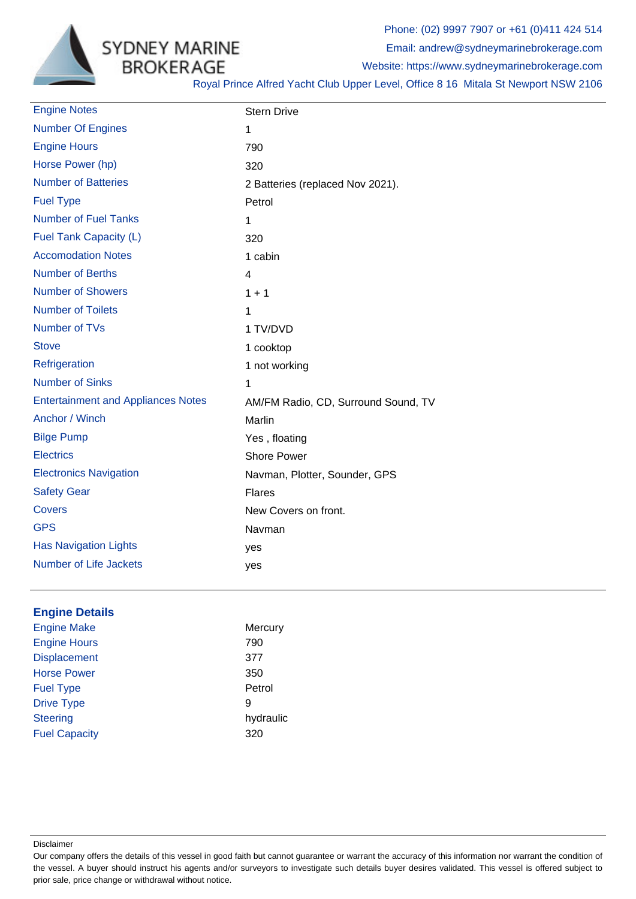| | |
|---|---|
| Engine Notes | Stern Drive |
| Number Of Engines | 1 |
| Engine Hours | 790 |
| Horse Power (hp) | 320 |
| Number of Batteries | 2 Batteries (replaced Nov 2021). |
| Fuel Type | Petrol |
| Number of Fuel Tanks | 1 |
| Fuel Tank Capacity (L) | 320 |
| Accomodation Notes | 1 cabin |
| Number of Berths | 4 |
| Number of Showers | 1 + 1 |
| Number of Toilets | 1 |
| Number of TVs | 1 TV/DVD |
| Stove | 1 cooktop |
| Refrigeration | 1 not working |
| Number of Sinks | 1 |
| Entertainment and Appliances Notes | AM/FM Radio, CD, Surround Sound, TV |
| Anchor / Winch | Marlin |
| Bilge Pump | Yes , floating |
| Electrics | Shore Power |
| Electronics Navigation | Navman, Plotter, Sounder, GPS |
| Safety Gear | Flares |
| Covers | New Covers on front. |
| GPS | Navman |
| Has Navigation Lights | yes |
| Number of Life Jackets | yes |

## Engine Details

| | |
|---|---|
| Engine Make | Mercury |
| Engine Hours | 790 |
| Displacement | 377 |
| Horse Power | 350 |
| Fuel Type | Petrol |
| Drive Type | 9 |
| Steering | hydraulic |
| Fuel Capacity | 320 |

Disclaimer

Our company offers the details of this vessel in good faith but cannot guarantee or warrant the accuracy of this information nor warrant the condition of the vessel. A buyer should instruct his agents and/or surveyors to investigate such details buyer desires validated. This vessel is offered subject to prior sale, price change or withdrawal without notice.